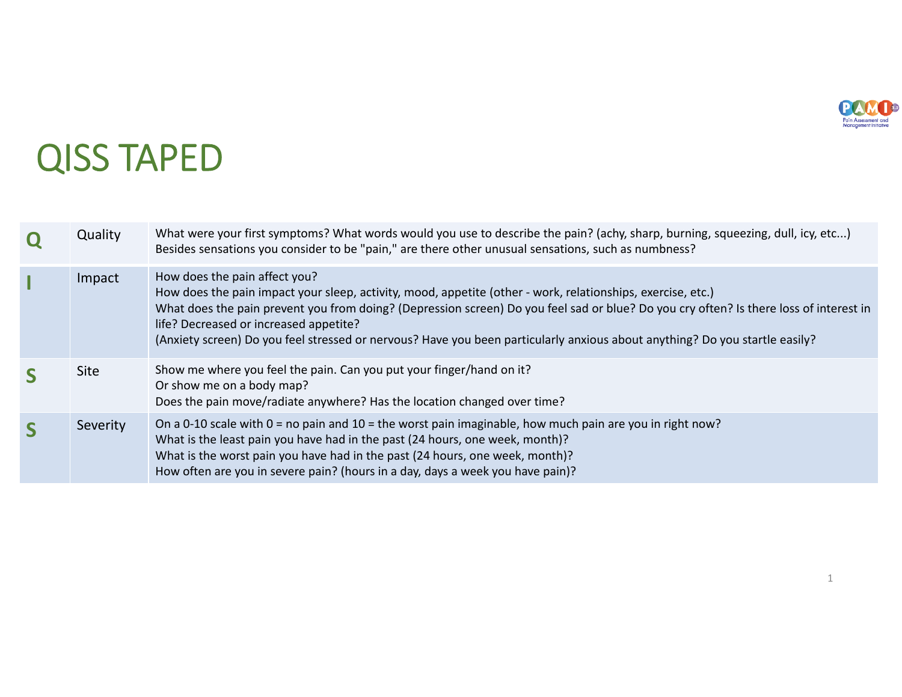# QISS TAPED

| | | |
|---|---|---|
| **Q** | Quality | What were your first symptoms? What words would you use to describe the pain? (achy, sharp, burning, squeezing, dull, icy, etc...) Besides sensations you consider to be "pain," are there other unusual sensations, such as numbness? |
| **I** | Impact | How does the pain affect you? How does the pain impact your sleep, activity, mood, appetite (other - work, relationships, exercise, etc.) What does the pain prevent you from doing? (Depression screen) Do you feel sad or blue? Do you cry often? Is there loss of interest in life? Decreased or increased appetite? (Anxiety screen) Do you feel stressed or nervous? Have you been particularly anxious about anything? Do you startle easily? |
| **S** | Site | Show me where you feel the pain. Can you put your finger/hand on it? Or show me on a body map? Does the pain move/radiate anywhere? Has the location changed over time? |
| **S** | Severity | On a 0-10 scale with 0 = no pain and 10 = the worst pain imaginable, how much pain are you in right now? What is the least pain you have had in the past (24 hours, one week, month)? What is the worst pain you have had in the past (24 hours, one week, month)? How often are you in severe pain? (hours in a day, days a week you have pain)? |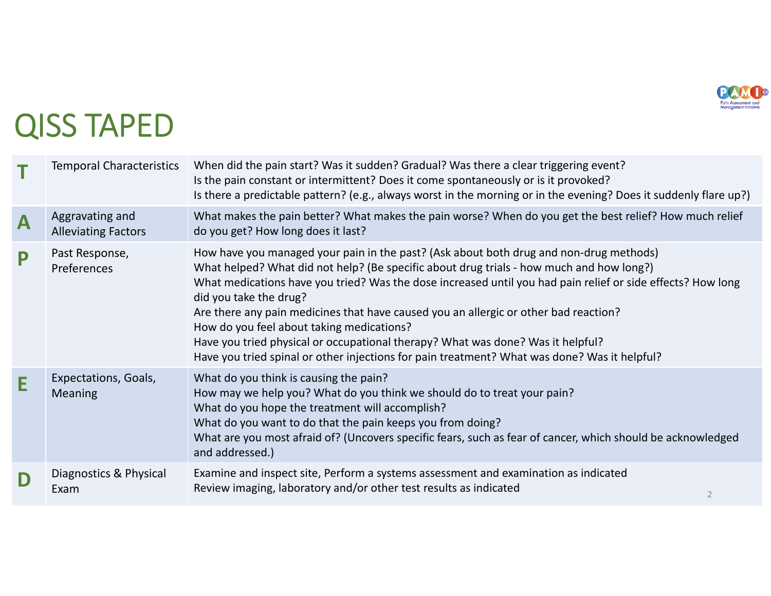# QISS TAPED

| | | |
|---|---|---|
| **T** | Temporal Characteristics | When did the pain start? Was it sudden? Gradual? Was there a clear triggering event?<br>Is the pain constant or intermittent? Does it come spontaneously or is it provoked?<br>Is there a predictable pattern? (e.g., always worst in the morning or in the evening? Does it suddenly flare up?) |
| **A** | Aggravating and Alleviating Factors | What makes the pain better? What makes the pain worse? When do you get the best relief? How much relief do you get? How long does it last? |
| **P** | Past Response, Preferences | How have you managed your pain in the past? (Ask about both drug and non-drug methods)<br>What helped? What did not help? (Be specific about drug trials - how much and how long?)<br>What medications have you tried? Was the dose increased until you had pain relief or side effects? How long did you take the drug?<br>Are there any pain medicines that have caused you an allergic or other bad reaction?<br>How do you feel about taking medications?<br>Have you tried physical or occupational therapy? What was done? Was it helpful?<br>Have you tried spinal or other injections for pain treatment? What was done? Was it helpful? |
| **E** | Expectations, Goals, Meaning | What do you think is causing the pain?<br>How may we help you? What do you think we should do to treat your pain?<br>What do you hope the treatment will accomplish?<br>What do you want to do that the pain keeps you from doing?<br>What are you most afraid of? (Uncovers specific fears, such as fear of cancer, which should be acknowledged and addressed.) |
| **D** | Diagnostics & Physical Exam | Examine and inspect site, Perform a systems assessment and examination as indicated<br>Review imaging, laboratory and/or other test results as indicated |